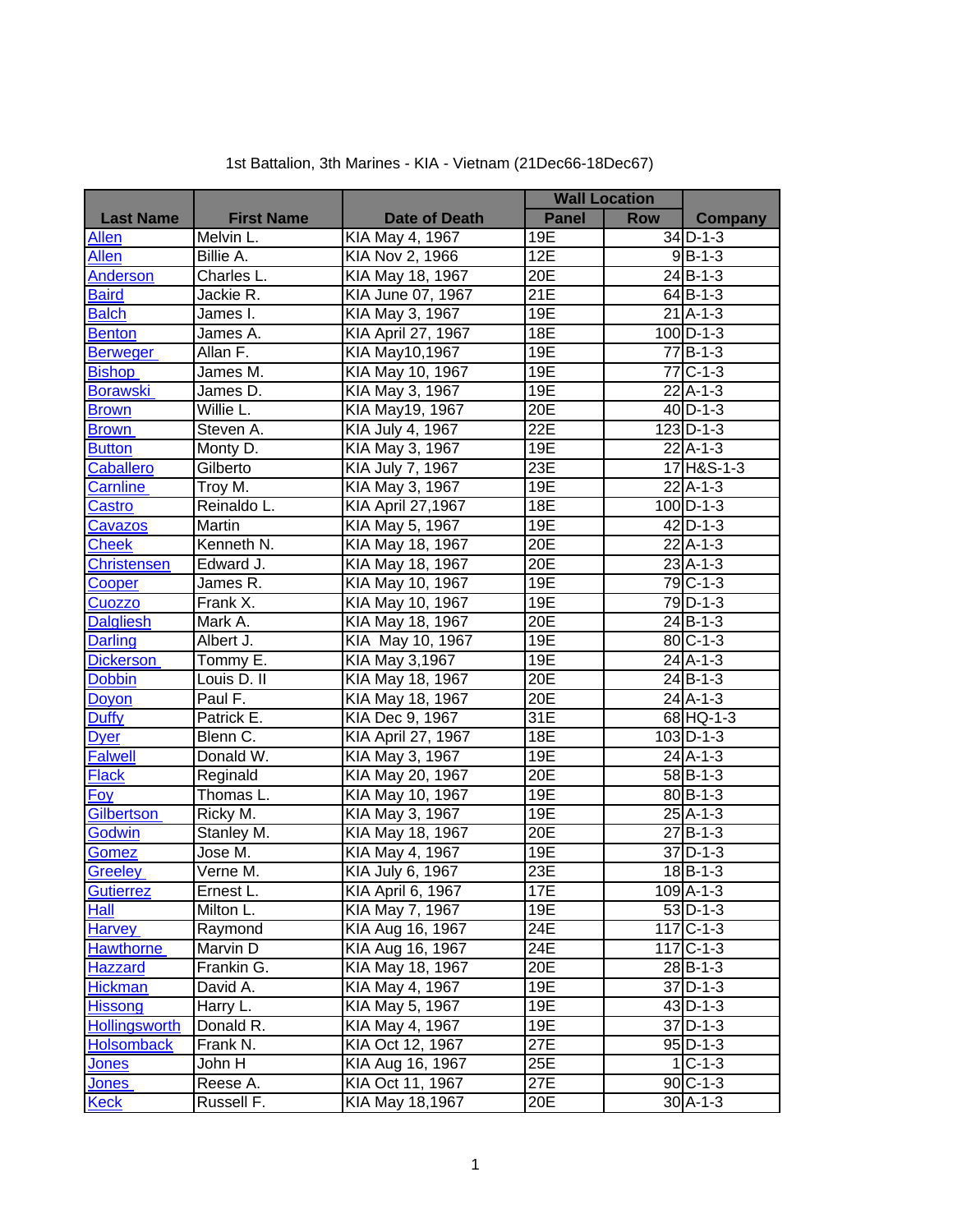1st Battalion, 3th Marines - KIA - Vietnam (21Dec66-18Dec67)

| Last Name | First Name | Date of Death | Wall Location | | Company |
|---|---|---|---|---|---|
| | | | Panel | Row | |
| Allen | Melvin L. | KIA May 4, 1967 | 19E | 34 | D-1-3 |
| Allen | Billie A. | KIA Nov 2, 1966 | 12E | 9 | B-1-3 |
| Anderson | Charles L. | KIA May 18, 1967 | 20E | 24 | B-1-3 |
| Baird | Jackie R. | KIA June 07, 1967 | 21E | 64 | B-1-3 |
| Balch | James I. | KIA May 3, 1967 | 19E | 21 | A-1-3 |
| Benton | James A. | KIA April 27, 1967 | 18E | 100 | D-1-3 |
| Berweger | Allan F. | KIA May10,1967 | 19E | 77 | B-1-3 |
| Bishop | James M. | KIA May 10, 1967 | 19E | 77 | C-1-3 |
| Borawski | James D. | KIA May 3, 1967 | 19E | 22 | A-1-3 |
| Brown | Willie L. | KIA May19, 1967 | 20E | 40 | D-1-3 |
| Brown | Steven A. | KIA July 4, 1967 | 22E | 123 | D-1-3 |
| Button | Monty D. | KIA May 3, 1967 | 19E | 22 | A-1-3 |
| Caballero | Gilberto | KIA July 7, 1967 | 23E | 17 | H&S-1-3 |
| Carnline | Troy M. | KIA May 3, 1967 | 19E | 22 | A-1-3 |
| Castro | Reinaldo L. | KIA April 27,1967 | 18E | 100 | D-1-3 |
| Cavazos | Martin | KIA May 5, 1967 | 19E | 42 | D-1-3 |
| Cheek | Kenneth N. | KIA May 18, 1967 | 20E | 22 | A-1-3 |
| Christensen | Edward J. | KIA May 18, 1967 | 20E | 23 | A-1-3 |
| Cooper | James R. | KIA May 10, 1967 | 19E | 79 | C-1-3 |
| Cuozzo | Frank X. | KIA May 10, 1967 | 19E | 79 | D-1-3 |
| Dalgliesh | Mark A. | KIA May 18, 1967 | 20E | 24 | B-1-3 |
| Darling | Albert J. | KIA May 10, 1967 | 19E | 80 | C-1-3 |
| Dickerson | Tommy E. | KIA May 3,1967 | 19E | 24 | A-1-3 |
| Dobbin | Louis D. II | KIA May 18, 1967 | 20E | 24 | B-1-3 |
| Doyon | Paul F. | KIA May 18, 1967 | 20E | 24 | A-1-3 |
| Duffy | Patrick E. | KIA Dec 9, 1967 | 31E | 68 | HQ-1-3 |
| Dyer | Blenn C. | KIA April 27, 1967 | 18E | 103 | D-1-3 |
| Falwell | Donald W. | KIA May 3, 1967 | 19E | 24 | A-1-3 |
| Flack | Reginald | KIA May 20, 1967 | 20E | 58 | B-1-3 |
| Foy | Thomas L. | KIA May 10, 1967 | 19E | 80 | B-1-3 |
| Gilbertson | Ricky M. | KIA May 3, 1967 | 19E | 25 | A-1-3 |
| Godwin | Stanley M. | KIA May 18, 1967 | 20E | 27 | B-1-3 |
| Gomez | Jose M. | KIA May 4, 1967 | 19E | 37 | D-1-3 |
| Greeley | Verne M. | KIA July 6, 1967 | 23E | 18 | B-1-3 |
| Gutierrez | Ernest L. | KIA April 6, 1967 | 17E | 109 | A-1-3 |
| Hall | Milton L. | KIA May 7, 1967 | 19E | 53 | D-1-3 |
| Harvey | Raymond | KIA Aug 16, 1967 | 24E | 117 | C-1-3 |
| Hawthorne | Marvin D | KIA Aug 16, 1967 | 24E | 117 | C-1-3 |
| Hazzard | Frankin G. | KIA May 18, 1967 | 20E | 28 | B-1-3 |
| Hickman | David A. | KIA May 4, 1967 | 19E | 37 | D-1-3 |
| Hissong | Harry L. | KIA May 5, 1967 | 19E | 43 | D-1-3 |
| Hollingsworth | Donald R. | KIA May 4, 1967 | 19E | 37 | D-1-3 |
| Holsomback | Frank N. | KIA Oct 12, 1967 | 27E | 95 | D-1-3 |
| Jones | John H | KIA Aug 16, 1967 | 25E | 1 | C-1-3 |
| Jones | Reese A. | KIA Oct 11, 1967 | 27E | 90 | C-1-3 |
| Keck | Russell F. | KIA May 18,1967 | 20E | 30 | A-1-3 |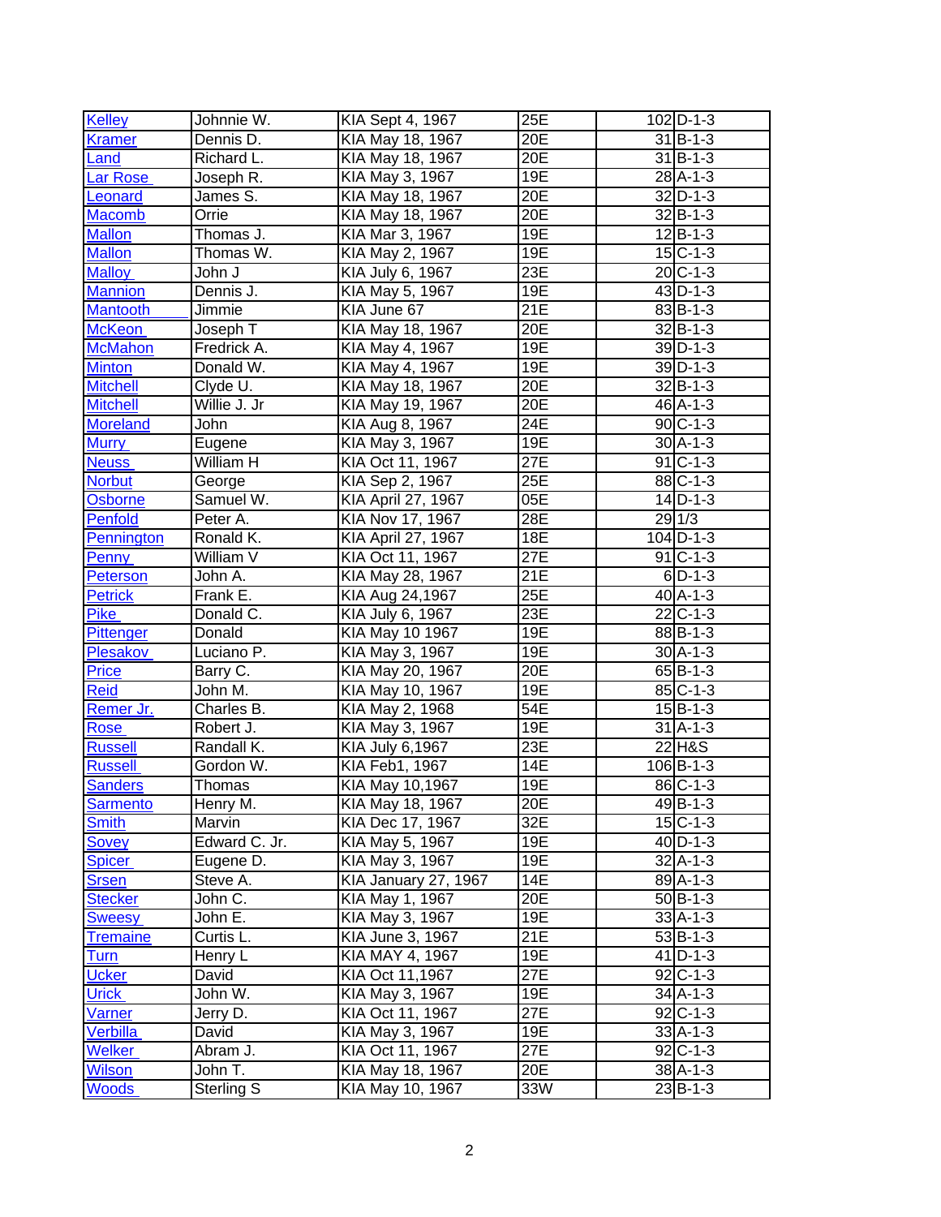| | | | | | |
|---|---|---|---|---|---|
| Kelley | Johnnie W. | KIA Sept 4, 1967 | 25E | 102 | D-1-3 |
| Kramer | Dennis D. | KIA May 18, 1967 | 20E | 31 | B-1-3 |
| Land | Richard L. | KIA May 18, 1967 | 20E | 31 | B-1-3 |
| Lar Rose | Joseph R. | KIA May 3, 1967 | 19E | 28 | A-1-3 |
| Leonard | James S. | KIA May 18, 1967 | 20E | 32 | D-1-3 |
| Macomb | Orrie | KIA May 18, 1967 | 20E | 32 | B-1-3 |
| Mallon | Thomas J. | KIA Mar 3, 1967 | 19E | 12 | B-1-3 |
| Mallon | Thomas W. | KIA May 2, 1967 | 19E | 15 | C-1-3 |
| Malloy | John J | KIA July 6, 1967 | 23E | 20 | C-1-3 |
| Mannion | Dennis J. | KIA May 5, 1967 | 19E | 43 | D-1-3 |
| Mantooth | Jimmie | KIA June 67 | 21E | 83 | B-1-3 |
| McKeon | Joseph T | KIA May 18, 1967 | 20E | 32 | B-1-3 |
| McMahon | Fredrick A. | KIA May 4, 1967 | 19E | 39 | D-1-3 |
| Minton | Donald W. | KIA May 4, 1967 | 19E | 39 | D-1-3 |
| Mitchell | Clyde U. | KIA May 18, 1967 | 20E | 32 | B-1-3 |
| Mitchell | Willie J. Jr | KIA May 19, 1967 | 20E | 46 | A-1-3 |
| Moreland | John | KIA Aug 8, 1967 | 24E | 90 | C-1-3 |
| Murry | Eugene | KIA May 3, 1967 | 19E | 30 | A-1-3 |
| Neuss | William H | KIA Oct 11, 1967 | 27E | 91 | C-1-3 |
| Norbut | George | KIA Sep 2, 1967 | 25E | 88 | C-1-3 |
| Osborne | Samuel W. | KIA April 27, 1967 | 05E | 14 | D-1-3 |
| Penfold | Peter A. | KIA Nov 17, 1967 | 28E | 29 | 1/3 |
| Pennington | Ronald K. | KIA April 27, 1967 | 18E | 104 | D-1-3 |
| Penny | William V | KIA Oct 11, 1967 | 27E | 91 | C-1-3 |
| Peterson | John A. | KIA May 28, 1967 | 21E | 6 | D-1-3 |
| Petrick | Frank E. | KIA Aug 24,1967 | 25E | 40 | A-1-3 |
| Pike | Donald C. | KIA July 6, 1967 | 23E | 22 | C-1-3 |
| Pittenger | Donald | KIA May 10 1967 | 19E | 88 | B-1-3 |
| Plesakov | Luciano P. | KIA May 3, 1967 | 19E | 30 | A-1-3 |
| Price | Barry C. | KIA May 20, 1967 | 20E | 65 | B-1-3 |
| Reid | John M. | KIA May 10, 1967 | 19E | 85 | C-1-3 |
| Remer Jr. | Charles B. | KIA May 2, 1968 | 54E | 15 | B-1-3 |
| Rose | Robert J. | KIA May 3, 1967 | 19E | 31 | A-1-3 |
| Russell | Randall K. | KIA July 6,1967 | 23E | 22 | H&S |
| Russell | Gordon W. | KIA Feb1, 1967 | 14E | 106 | B-1-3 |
| Sanders | Thomas | KIA May 10,1967 | 19E | 86 | C-1-3 |
| Sarmento | Henry M. | KIA May 18, 1967 | 20E | 49 | B-1-3 |
| Smith | Marvin | KIA Dec 17, 1967 | 32E | 15 | C-1-3 |
| Sovey | Edward C. Jr. | KIA May 5, 1967 | 19E | 40 | D-1-3 |
| Spicer | Eugene D. | KIA May 3, 1967 | 19E | 32 | A-1-3 |
| Srsen | Steve A. | KIA January 27, 1967 | 14E | 89 | A-1-3 |
| Stecker | John C. | KIA May 1, 1967 | 20E | 50 | B-1-3 |
| Sweesy | John E. | KIA May 3, 1967 | 19E | 33 | A-1-3 |
| Tremaine | Curtis L. | KIA June 3, 1967 | 21E | 53 | B-1-3 |
| Turn | Henry L | KIA MAY 4, 1967 | 19E | 41 | D-1-3 |
| Ucker | David | KIA Oct 11,1967 | 27E | 92 | C-1-3 |
| Urick | John W. | KIA May 3, 1967 | 19E | 34 | A-1-3 |
| Varner | Jerry D. | KIA Oct 11, 1967 | 27E | 92 | C-1-3 |
| Verbilla | David | KIA May 3, 1967 | 19E | 33 | A-1-3 |
| Welker | Abram J. | KIA Oct 11, 1967 | 27E | 92 | C-1-3 |
| Wilson | John T. | KIA May 18, 1967 | 20E | 38 | A-1-3 |
| Woods | Sterling S | KIA May 10, 1967 | 33W | 23 | B-1-3 |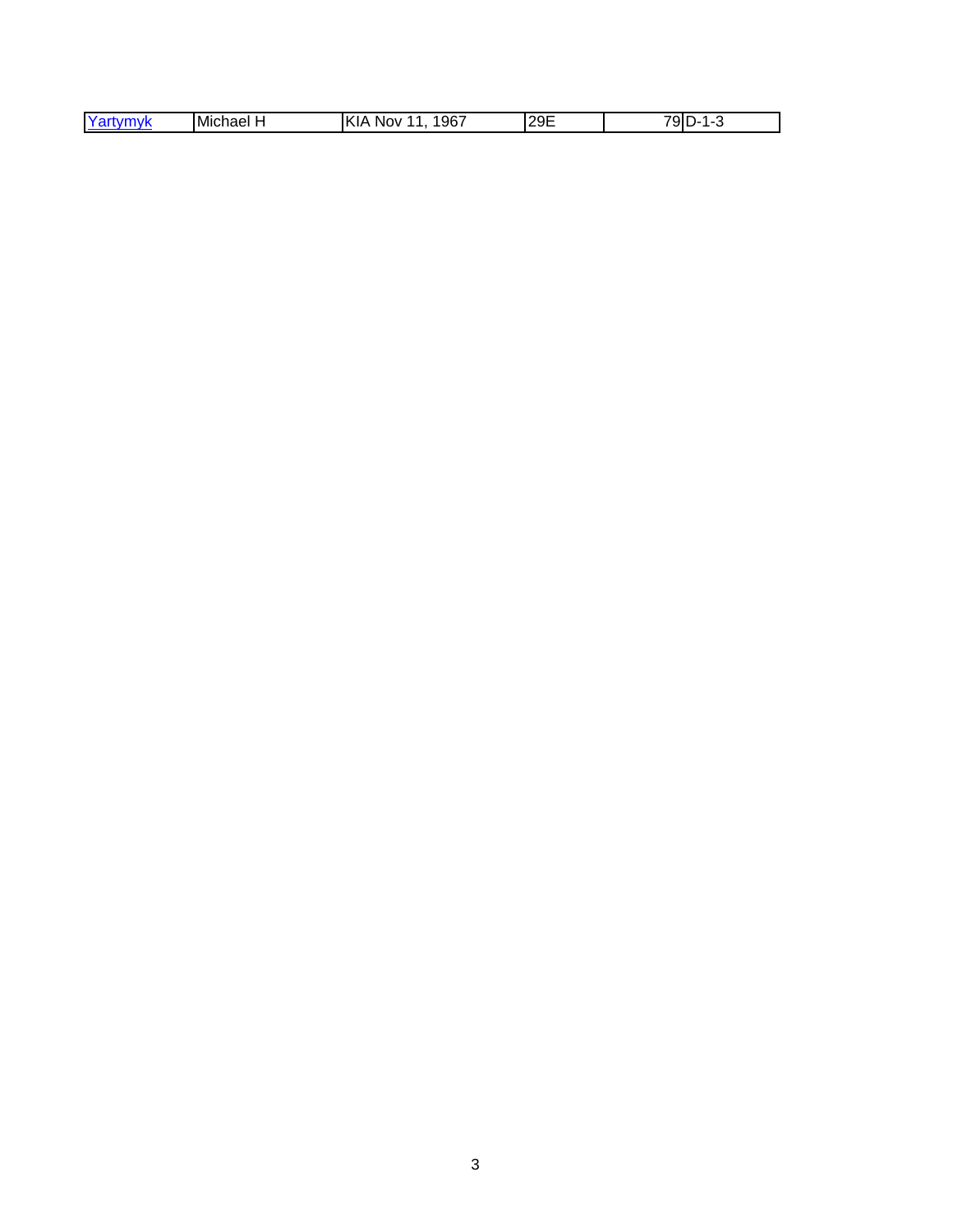| | | | | | |
|---|---|---|---|---|---|
| Yartymyk | Michael H | KIA Nov 11, 1967 | 29E | 79 | D-1-3 |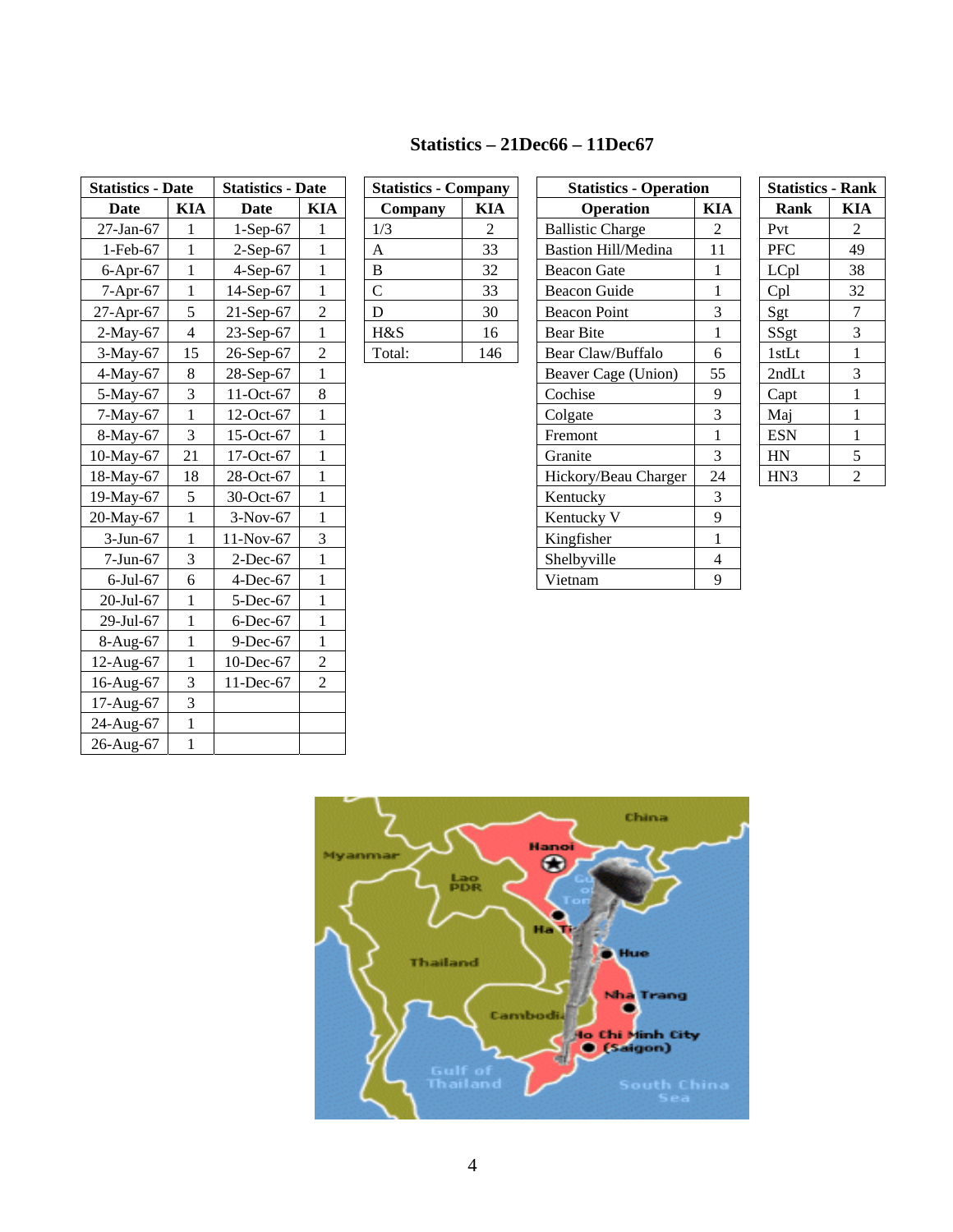## Statistics – 21Dec66 – 11Dec67

| Statistics - Date | | Statistics - Date | |
|---|---|---|---|
| **Date** | **KIA** | **Date** | **KIA** |
| 27-Jan-67 | 1 | 1-Sep-67 | 1 |
| 1-Feb-67 | 1 | 2-Sep-67 | 1 |
| 6-Apr-67 | 1 | 4-Sep-67 | 1 |
| 7-Apr-67 | 1 | 14-Sep-67 | 1 |
| 27-Apr-67 | 5 | 21-Sep-67 | 2 |
| 2-May-67 | 4 | 23-Sep-67 | 1 |
| 3-May-67 | 15 | 26-Sep-67 | 2 |
| 4-May-67 | 8 | 28-Sep-67 | 1 |
| 5-May-67 | 3 | 11-Oct-67 | 8 |
| 7-May-67 | 1 | 12-Oct-67 | 1 |
| 8-May-67 | 3 | 15-Oct-67 | 1 |
| 10-May-67 | 21 | 17-Oct-67 | 1 |
| 18-May-67 | 18 | 28-Oct-67 | 1 |
| 19-May-67 | 5 | 30-Oct-67 | 1 |
| 20-May-67 | 1 | 3-Nov-67 | 1 |
| 3-Jun-67 | 1 | 11-Nov-67 | 3 |
| 7-Jun-67 | 3 | 2-Dec-67 | 1 |
| 6-Jul-67 | 6 | 4-Dec-67 | 1 |
| 20-Jul-67 | 1 | 5-Dec-67 | 1 |
| 29-Jul-67 | 1 | 6-Dec-67 | 1 |
| 8-Aug-67 | 1 | 9-Dec-67 | 1 |
| 12-Aug-67 | 1 | 10-Dec-67 | 2 |
| 16-Aug-67 | 3 | 11-Dec-67 | 2 |
| 17-Aug-67 | 3 | | |
| 24-Aug-67 | 1 | | |
| 26-Aug-67 | 1 | | |

| Statistics - Company | |
|---|---|
| **Company** | **KIA** |
| 1/3 | 2 |
| A | 33 |
| B | 32 |
| C | 33 |
| D | 30 |
| H&S | 16 |
| Total: | 146 |

| Statistics - Operation | |
|---|---|
| **Operation** | **KIA** |
| Ballistic Charge | 2 |
| Bastion Hill/Medina | 11 |
| Beacon Gate | 1 |
| Beacon Guide | 1 |
| Beacon Point | 3 |
| Bear Bite | 1 |
| Bear Claw/Buffalo | 6 |
| Beaver Cage (Union) | 55 |
| Cochise | 9 |
| Colgate | 3 |
| Fremont | 1 |
| Granite | 3 |
| Hickory/Beau Charger | 24 |
| Kentucky | 3 |
| Kentucky V | 9 |
| Kingfisher | 1 |
| Shelbyville | 4 |
| Vietnam | 9 |

| Statistics - Rank | |
|---|---|
| **Rank** | **KIA** |
| Pvt | 2 |
| PFC | 49 |
| LCpl | 38 |
| Cpl | 32 |
| Sgt | 7 |
| SSgt | 3 |
| 1stLt | 1 |
| 2ndLt | 3 |
| Capt | 1 |
| Maj | 1 |
| ESN | 1 |
| HN | 5 |
| HN3 | 2 |